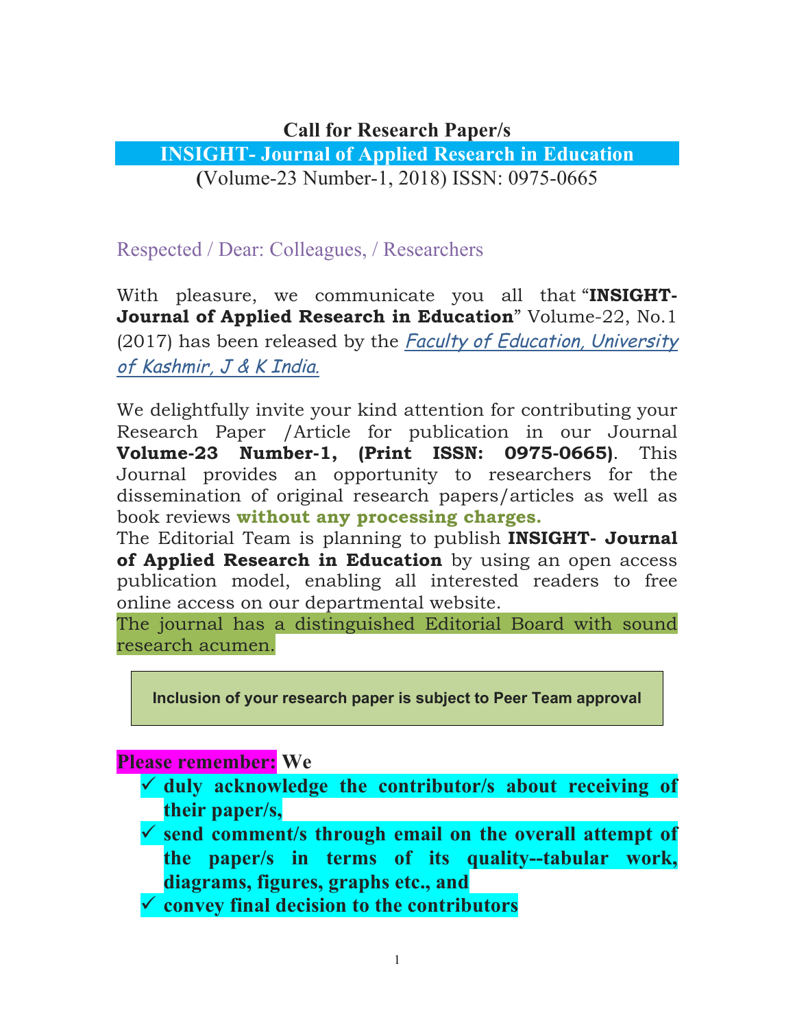# Call for Research Paper/s

## INSIGHT- Journal of Applied Research in Education

**(**Volume-23 Number-1, 2018) ISSN: 0975-0665

Respected / Dear: Colleagues, / Researchers

With pleasure, we communicate you all that "**INSIGHT- Journal of Applied Research in Education**" Volume-22, No.1 (2017) has been released by the *Faculty of Education, University of Kashmir, J & K India.*

We delightfully invite your kind attention for contributing your Research Paper /Article for publication in our Journal **Volume-23 Number-1, (Print ISSN: 0975-0665)**. This Journal provides an opportunity to researchers for the dissemination of original research papers/articles as well as book reviews **without any processing charges.**
The Editorial Team is planning to publish **INSIGHT- Journal of Applied Research in Education** by using an open access publication model, enabling all interested readers to free online access on our departmental website.
The journal has a distinguished Editorial Board with sound research acumen.

**Inclusion of your research paper is subject to Peer Team approval**

**Please remember: We**

- ✓ **duly acknowledge the contributor/s about receiving of their paper/s,**
- ✓ **send comment/s through email on the overall attempt of the paper/s in terms of its quality--tabular work, diagrams, figures, graphs etc., and**
- ✓ **convey final decision to the contributors**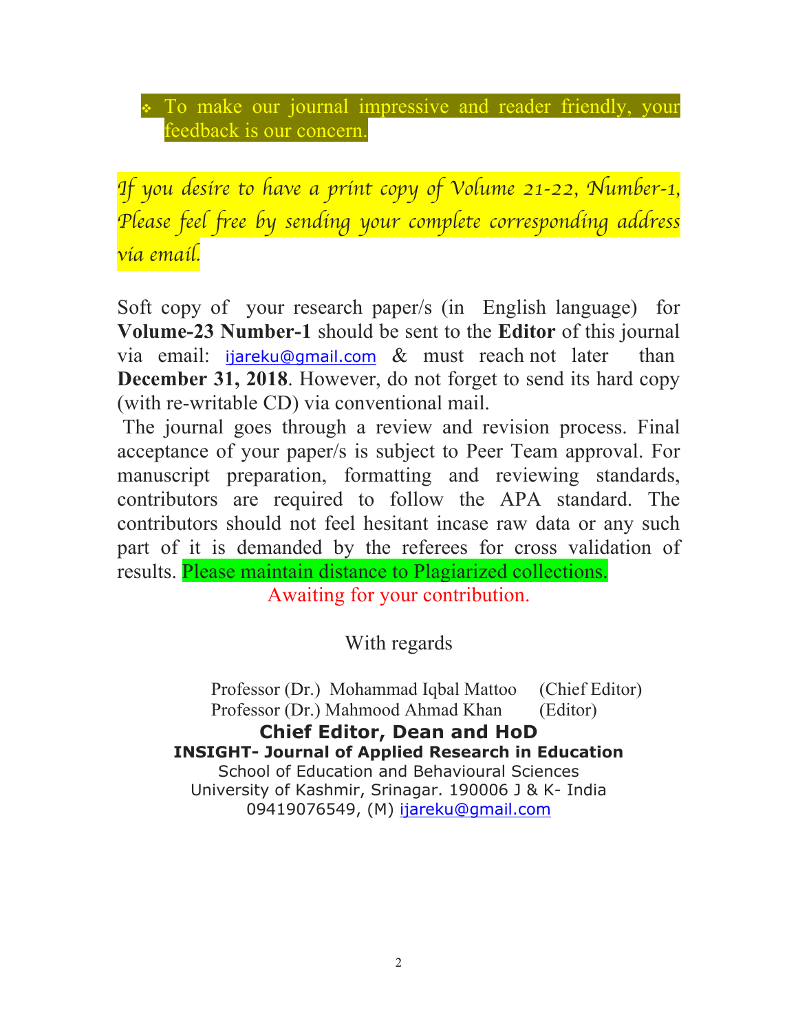- To make our journal impressive and reader friendly, your feedback is our concern.

*If you desire to have a print copy of Volume 21-22, Number-1, Please feel free by sending your complete corresponding address via email.*

Soft copy of your research paper/s (in English language) for **Volume-23 Number-1** should be sent to the **Editor** of this journal via email: ijareku@gmail.com & must reach not later than **December 31, 2018**. However, do not forget to send its hard copy (with re-writable CD) via conventional mail.

The journal goes through a review and revision process. Final acceptance of your paper/s is subject to Peer Team approval. For manuscript preparation, formatting and reviewing standards, contributors are required to follow the APA standard. The contributors should not feel hesitant incase raw data or any such part of it is demanded by the referees for cross validation of results. Please maintain distance to Plagiarized collections.

Awaiting for your contribution.

With regards

Professor (Dr.) Mohammad Iqbal Mattoo (Chief Editor)
Professor (Dr.) Mahmood Ahmad Khan (Editor)

**Chief Editor, Dean and HoD**
**INSIGHT- Journal of Applied Research in Education**
School of Education and Behavioural Sciences
University of Kashmir, Srinagar. 190006 J & K- India
09419076549, (M) ijareku@gmail.com